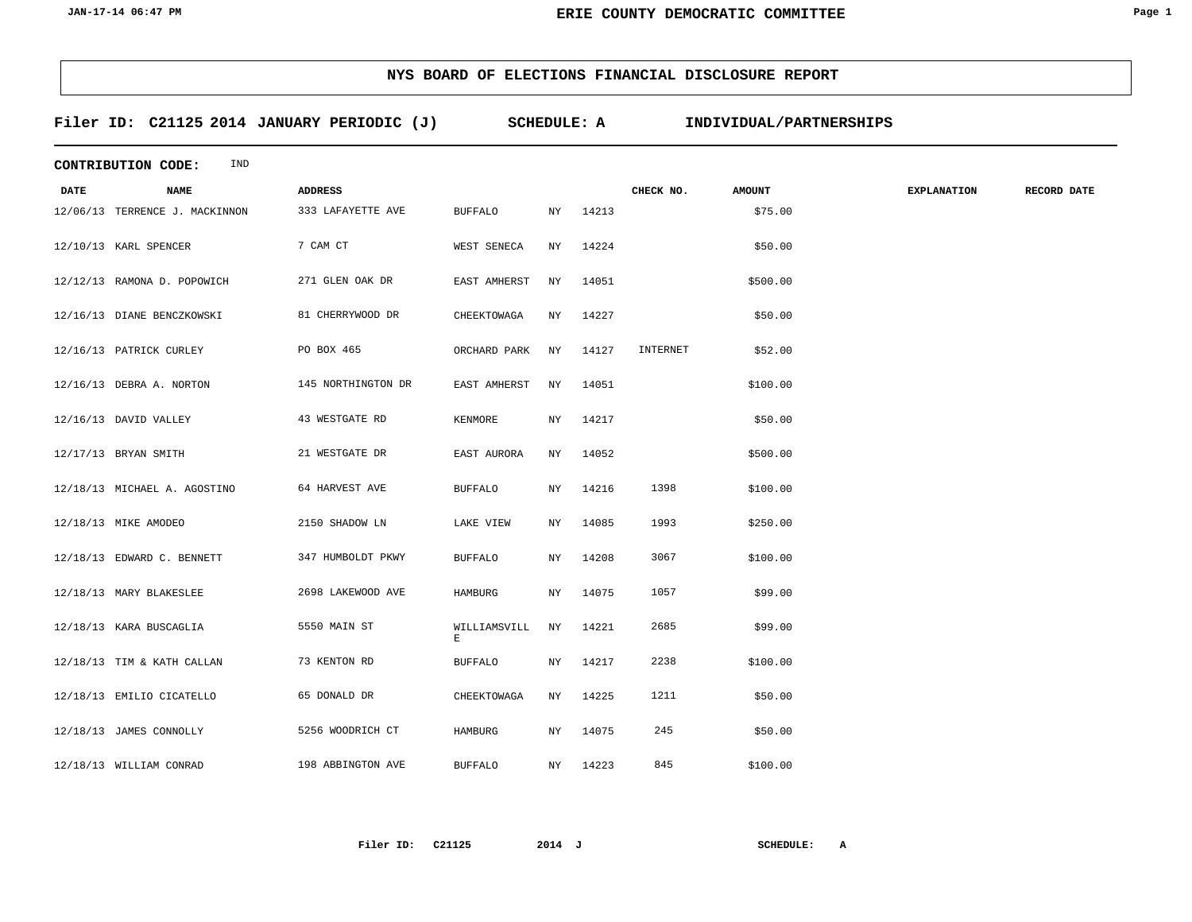## NYS BOARD OF ELECTIONS FINANCIAL DISCLOSURE REPORT

**Filer ID: C21125 2014 JANUARY PERIODIC (J) SCHEDULE: A INDIVIDUAL/PARTNERSHIPS**

**CONTRIBUTION CODE:** IND

| DATE | NAME | ADDRESS | | | | CHECK NO. | AMOUNT | EXPLANATION | RECORD DATE |
|---|---|---|---|---|---|---|---|---|---|
| 12/06/13 | TERRENCE J. MACKINNON | 333 LAFAYETTE AVE | BUFFALO | NY | 14213 | | $75.00 | | |
| 12/10/13 | KARL SPENCER | 7 CAM CT | WEST SENECA | NY | 14224 | | $50.00 | | |
| 12/12/13 | RAMONA D. POPOWICH | 271 GLEN OAK DR | EAST AMHERST | NY | 14051 | | $500.00 | | |
| 12/16/13 | DIANE BENCZKOWSKI | 81 CHERRYWOOD DR | CHEEKTOWAGA | NY | 14227 | | $50.00 | | |
| 12/16/13 | PATRICK CURLEY | PO BOX 465 | ORCHARD PARK | NY | 14127 | INTERNET | $52.00 | | |
| 12/16/13 | DEBRA A. NORTON | 145 NORTHINGTON DR | EAST AMHERST | NY | 14051 | | $100.00 | | |
| 12/16/13 | DAVID VALLEY | 43 WESTGATE RD | KENMORE | NY | 14217 | | $50.00 | | |
| 12/17/13 | BRYAN SMITH | 21 WESTGATE DR | EAST AURORA | NY | 14052 | | $500.00 | | |
| 12/18/13 | MICHAEL A. AGOSTINO | 64 HARVEST AVE | BUFFALO | NY | 14216 | 1398 | $100.00 | | |
| 12/18/13 | MIKE AMODEO | 2150 SHADOW LN | LAKE VIEW | NY | 14085 | 1993 | $250.00 | | |
| 12/18/13 | EDWARD C. BENNETT | 347 HUMBOLDT PKWY | BUFFALO | NY | 14208 | 3067 | $100.00 | | |
| 12/18/13 | MARY BLAKESLEE | 2698 LAKEWOOD AVE | HAMBURG | NY | 14075 | 1057 | $99.00 | | |
| 12/18/13 | KARA BUSCAGLIA | 5550 MAIN ST | WILLIAMSVILLE | NY | 14221 | 2685 | $99.00 | | |
| 12/18/13 | TIM & KATH CALLAN | 73 KENTON RD | BUFFALO | NY | 14217 | 2238 | $100.00 | | |
| 12/18/13 | EMILIO CICATELLO | 65 DONALD DR | CHEEKTOWAGA | NY | 14225 | 1211 | $50.00 | | |
| 12/18/13 | JAMES CONNOLLY | 5256 WOODRICH CT | HAMBURG | NY | 14075 | 245 | $50.00 | | |
| 12/18/13 | WILLIAM CONRAD | 198 ABBINGTON AVE | BUFFALO | NY | 14223 | 845 | $100.00 | | |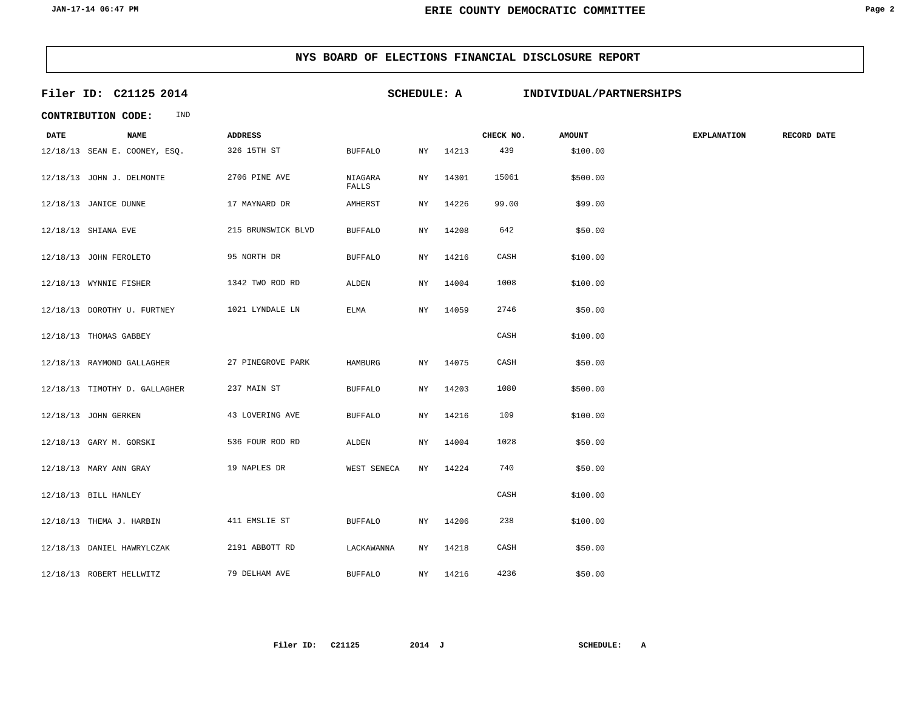## NYS BOARD OF ELECTIONS FINANCIAL DISCLOSURE REPORT

**Filer ID: C21125 2014** **SCHEDULE: A** **INDIVIDUAL/PARTNERSHIPS**

**CONTRIBUTION CODE:** IND

| DATE | NAME | ADDRESS | | | | CHECK NO. | AMOUNT | EXPLANATION | RECORD DATE |
|---|---|---|---|---|---|---|---|---|---|
| 12/18/13 | SEAN E. COONEY, ESQ. | 326 15TH ST | BUFFALO | NY | 14213 | 439 | $100.00 | | |
| 12/18/13 | JOHN J. DELMONTE | 2706 PINE AVE | NIAGARA FALLS | NY | 14301 | 15061 | $500.00 | | |
| 12/18/13 | JANICE DUNNE | 17 MAYNARD DR | AMHERST | NY | 14226 | 99.00 | $99.00 | | |
| 12/18/13 | SHIANA EVE | 215 BRUNSWICK BLVD | BUFFALO | NY | 14208 | 642 | $50.00 | | |
| 12/18/13 | JOHN FEROLETO | 95 NORTH DR | BUFFALO | NY | 14216 | CASH | $100.00 | | |
| 12/18/13 | WYNNIE FISHER | 1342 TWO ROD RD | ALDEN | NY | 14004 | 1008 | $100.00 | | |
| 12/18/13 | DOROTHY U. FURTNEY | 1021 LYNDALE LN | ELMA | NY | 14059 | 2746 | $50.00 | | |
| 12/18/13 | THOMAS GABBEY | | | | | CASH | $100.00 | | |
| 12/18/13 | RAYMOND GALLAGHER | 27 PINEGROVE PARK | HAMBURG | NY | 14075 | CASH | $50.00 | | |
| 12/18/13 | TIMOTHY D. GALLAGHER | 237 MAIN ST | BUFFALO | NY | 14203 | 1080 | $500.00 | | |
| 12/18/13 | JOHN GERKEN | 43 LOVERING AVE | BUFFALO | NY | 14216 | 109 | $100.00 | | |
| 12/18/13 | GARY M. GORSKI | 536 FOUR ROD RD | ALDEN | NY | 14004 | 1028 | $50.00 | | |
| 12/18/13 | MARY ANN GRAY | 19 NAPLES DR | WEST SENECA | NY | 14224 | 740 | $50.00 | | |
| 12/18/13 | BILL HANLEY | | | | | CASH | $100.00 | | |
| 12/18/13 | THEMA J. HARBIN | 411 EMSLIE ST | BUFFALO | NY | 14206 | 238 | $100.00 | | |
| 12/18/13 | DANIEL HAWRYLCZAK | 2191 ABBOTT RD | LACKAWANNA | NY | 14218 | CASH | $50.00 | | |
| 12/18/13 | ROBERT HELLWITZ | 79 DELHAM AVE | BUFFALO | NY | 14216 | 4236 | $50.00 | | |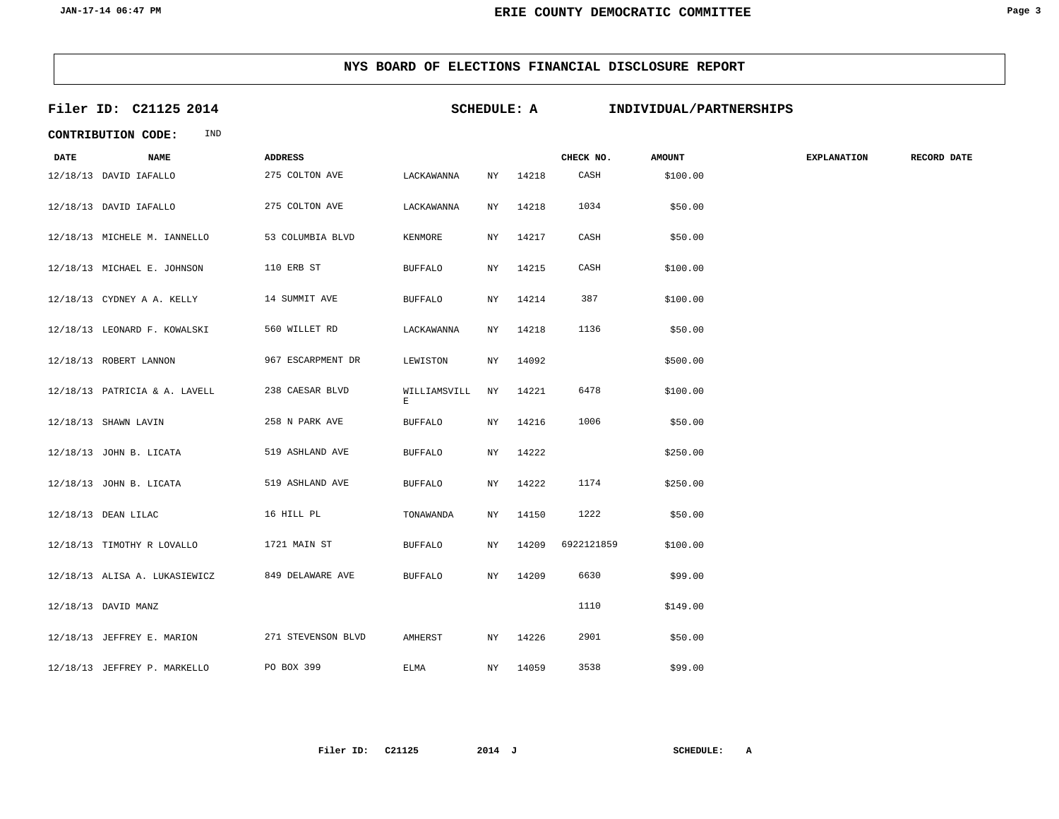## NYS BOARD OF ELECTIONS FINANCIAL DISCLOSURE REPORT

**Filer ID: C21125 2014** **SCHEDULE: A** **INDIVIDUAL/PARTNERSHIPS**

**CONTRIBUTION CODE:** IND

| DATE | NAME | ADDRESS | | | | CHECK NO. | AMOUNT | EXPLANATION | RECORD DATE |
|---|---|---|---|---|---|---|---|---|---|
| 12/18/13 | DAVID IAFALLO | 275 COLTON AVE | LACKAWANNA | NY | 14218 | CASH | $100.00 | | |
| 12/18/13 | DAVID IAFALLO | 275 COLTON AVE | LACKAWANNA | NY | 14218 | 1034 | $50.00 | | |
| 12/18/13 | MICHELE M. IANNELLO | 53 COLUMBIA BLVD | KENMORE | NY | 14217 | CASH | $50.00 | | |
| 12/18/13 | MICHAEL E. JOHNSON | 110 ERB ST | BUFFALO | NY | 14215 | CASH | $100.00 | | |
| 12/18/13 | CYDNEY A A. KELLY | 14 SUMMIT AVE | BUFFALO | NY | 14214 | 387 | $100.00 | | |
| 12/18/13 | LEONARD F. KOWALSKI | 560 WILLET RD | LACKAWANNA | NY | 14218 | 1136 | $50.00 | | |
| 12/18/13 | ROBERT LANNON | 967 ESCARPMENT DR | LEWISTON | NY | 14092 | | $500.00 | | |
| 12/18/13 | PATRICIA & A. LAVELL | 238 CAESAR BLVD | WILLIAMSVILLE | NY | 14221 | 6478 | $100.00 | | |
| 12/18/13 | SHAWN LAVIN | 258 N PARK AVE | BUFFALO | NY | 14216 | 1006 | $50.00 | | |
| 12/18/13 | JOHN B. LICATA | 519 ASHLAND AVE | BUFFALO | NY | 14222 | | $250.00 | | |
| 12/18/13 | JOHN B. LICATA | 519 ASHLAND AVE | BUFFALO | NY | 14222 | 1174 | $250.00 | | |
| 12/18/13 | DEAN LILAC | 16 HILL PL | TONAWANDA | NY | 14150 | 1222 | $50.00 | | |
| 12/18/13 | TIMOTHY R LOVALLO | 1721 MAIN ST | BUFFALO | NY | 14209 | 6922121859 | $100.00 | | |
| 12/18/13 | ALISA A. LUKASIEWICZ | 849 DELAWARE AVE | BUFFALO | NY | 14209 | 6630 | $99.00 | | |
| 12/18/13 | DAVID MANZ | | | | | 1110 | $149.00 | | |
| 12/18/13 | JEFFREY E. MARION | 271 STEVENSON BLVD | AMHERST | NY | 14226 | 2901 | $50.00 | | |
| 12/18/13 | JEFFREY P. MARKELLO | PO BOX 399 | ELMA | NY | 14059 | 3538 | $99.00 | | |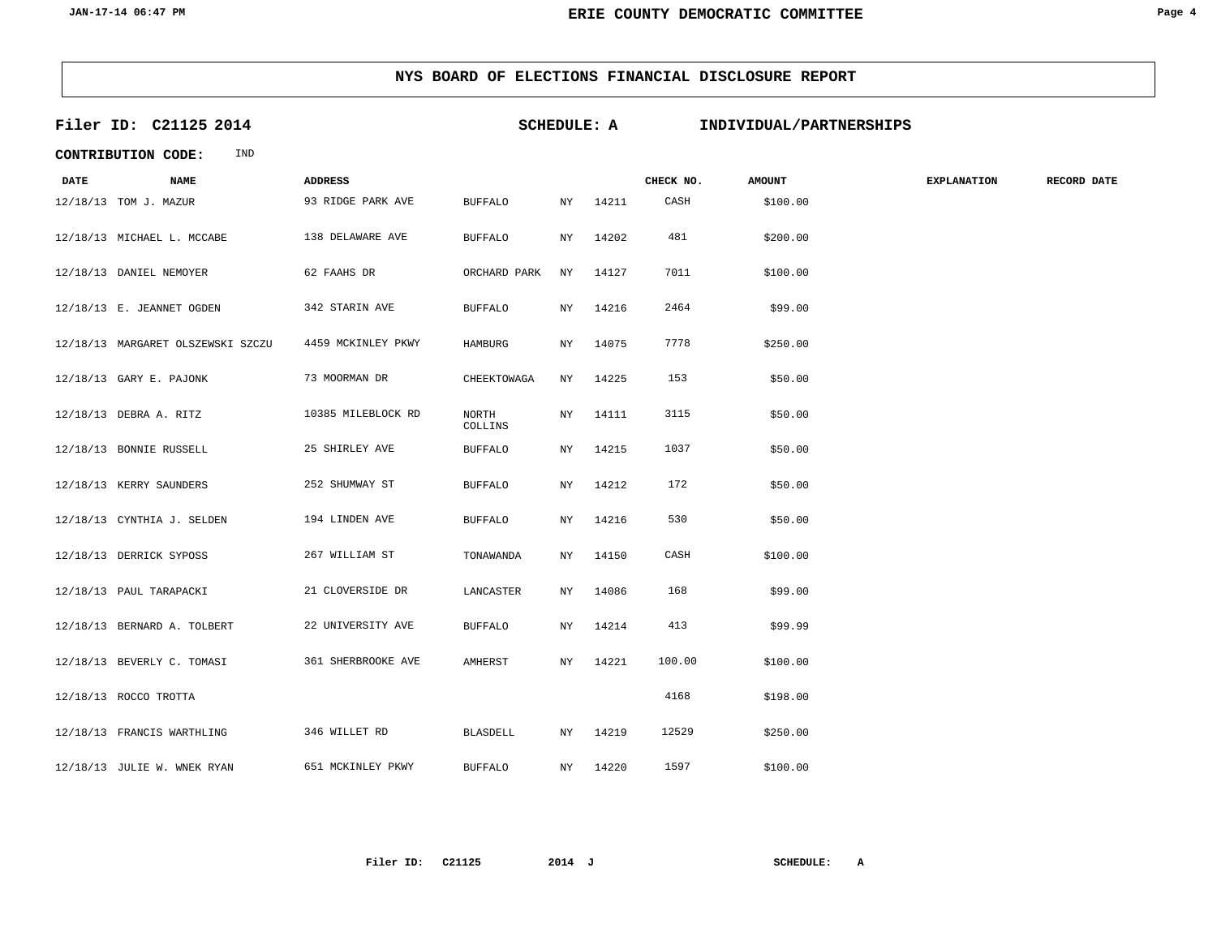## NYS BOARD OF ELECTIONS FINANCIAL DISCLOSURE REPORT

**Filer ID: C21125 2014** **SCHEDULE: A** **INDIVIDUAL/PARTNERSHIPS**

**CONTRIBUTION CODE:** IND

| DATE | NAME | ADDRESS | | | | CHECK NO. | AMOUNT | EXPLANATION | RECORD DATE |
|---|---|---|---|---|---|---|---|---|---|
| 12/18/13 | TOM J. MAZUR | 93 RIDGE PARK AVE | BUFFALO | NY | 14211 | CASH | $100.00 | | |
| 12/18/13 | MICHAEL L. MCCABE | 138 DELAWARE AVE | BUFFALO | NY | 14202 | 481 | $200.00 | | |
| 12/18/13 | DANIEL NEMOYER | 62 FAAHS DR | ORCHARD PARK | NY | 14127 | 7011 | $100.00 | | |
| 12/18/13 | E. JEANNET OGDEN | 342 STARIN AVE | BUFFALO | NY | 14216 | 2464 | $99.00 | | |
| 12/18/13 | MARGARET OLSZEWSKI SZCZU | 4459 MCKINLEY PKWY | HAMBURG | NY | 14075 | 7778 | $250.00 | | |
| 12/18/13 | GARY E. PAJONK | 73 MOORMAN DR | CHEEKTOWAGA | NY | 14225 | 153 | $50.00 | | |
| 12/18/13 | DEBRA A. RITZ | 10385 MILEBLOCK RD | NORTH COLLINS | NY | 14111 | 3115 | $50.00 | | |
| 12/18/13 | BONNIE RUSSELL | 25 SHIRLEY AVE | BUFFALO | NY | 14215 | 1037 | $50.00 | | |
| 12/18/13 | KERRY SAUNDERS | 252 SHUMWAY ST | BUFFALO | NY | 14212 | 172 | $50.00 | | |
| 12/18/13 | CYNTHIA J. SELDEN | 194 LINDEN AVE | BUFFALO | NY | 14216 | 530 | $50.00 | | |
| 12/18/13 | DERRICK SYPOSS | 267 WILLIAM ST | TONAWANDA | NY | 14150 | CASH | $100.00 | | |
| 12/18/13 | PAUL TARAPACKI | 21 CLOVERSIDE DR | LANCASTER | NY | 14086 | 168 | $99.00 | | |
| 12/18/13 | BERNARD A. TOLBERT | 22 UNIVERSITY AVE | BUFFALO | NY | 14214 | 413 | $99.99 | | |
| 12/18/13 | BEVERLY C. TOMASI | 361 SHERBROOKE AVE | AMHERST | NY | 14221 | 100.00 | $100.00 | | |
| 12/18/13 | ROCCO TROTTA | | | | | 4168 | $198.00 | | |
| 12/18/13 | FRANCIS WARTHLING | 346 WILLET RD | BLASDELL | NY | 14219 | 12529 | $250.00 | | |
| 12/18/13 | JULIE W. WNEK RYAN | 651 MCKINLEY PKWY | BUFFALO | NY | 14220 | 1597 | $100.00 | | |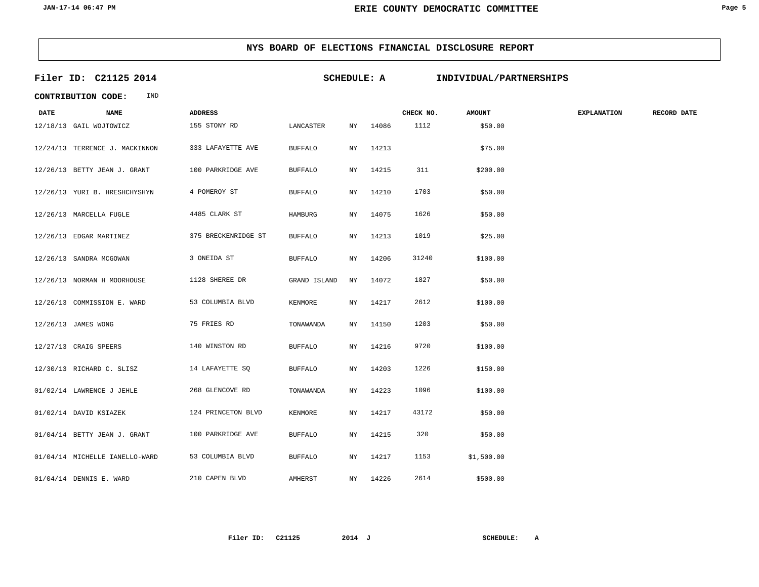## NYS BOARD OF ELECTIONS FINANCIAL DISCLOSURE REPORT

**Filer ID: C21125 2014** **SCHEDULE: A** **INDIVIDUAL/PARTNERSHIPS**

**CONTRIBUTION CODE:** IND

| DATE | NAME | ADDRESS | | | | CHECK NO. | AMOUNT | EXPLANATION | RECORD DATE |
|---|---|---|---|---|---|---|---|---|---|
| 12/18/13 | GAIL WOJTOWICZ | 155 STONY RD | LANCASTER | NY | 14086 | 1112 | $50.00 | | |
| 12/24/13 | TERRENCE J. MACKINNON | 333 LAFAYETTE AVE | BUFFALO | NY | 14213 | | $75.00 | | |
| 12/26/13 | BETTY JEAN J. GRANT | 100 PARKRIDGE AVE | BUFFALO | NY | 14215 | 311 | $200.00 | | |
| 12/26/13 | YURI B. HRESHCHYSHYN | 4 POMEROY ST | BUFFALO | NY | 14210 | 1703 | $50.00 | | |
| 12/26/13 | MARCELLA FUGLE | 4485 CLARK ST | HAMBURG | NY | 14075 | 1626 | $50.00 | | |
| 12/26/13 | EDGAR MARTINEZ | 375 BRECKENRIDGE ST | BUFFALO | NY | 14213 | 1019 | $25.00 | | |
| 12/26/13 | SANDRA MCGOWAN | 3 ONEIDA ST | BUFFALO | NY | 14206 | 31240 | $100.00 | | |
| 12/26/13 | NORMAN H MOORHOUSE | 1128 SHEREE DR | GRAND ISLAND | NY | 14072 | 1827 | $50.00 | | |
| 12/26/13 | COMMISSION E. WARD | 53 COLUMBIA BLVD | KENMORE | NY | 14217 | 2612 | $100.00 | | |
| 12/26/13 | JAMES WONG | 75 FRIES RD | TONAWANDA | NY | 14150 | 1203 | $50.00 | | |
| 12/27/13 | CRAIG SPEERS | 140 WINSTON RD | BUFFALO | NY | 14216 | 9720 | $100.00 | | |
| 12/30/13 | RICHARD C. SLISZ | 14 LAFAYETTE SQ | BUFFALO | NY | 14203 | 1226 | $150.00 | | |
| 01/02/14 | LAWRENCE J JEHLE | 268 GLENCOVE RD | TONAWANDA | NY | 14223 | 1096 | $100.00 | | |
| 01/02/14 | DAVID KSIAZEK | 124 PRINCETON BLVD | KENMORE | NY | 14217 | 43172 | $50.00 | | |
| 01/04/14 | BETTY JEAN J. GRANT | 100 PARKRIDGE AVE | BUFFALO | NY | 14215 | 320 | $50.00 | | |
| 01/04/14 | MICHELLE IANELLO-WARD | 53 COLUMBIA BLVD | BUFFALO | NY | 14217 | 1153 | $1,500.00 | | |
| 01/04/14 | DENNIS E. WARD | 210 CAPEN BLVD | AMHERST | NY | 14226 | 2614 | $500.00 | | |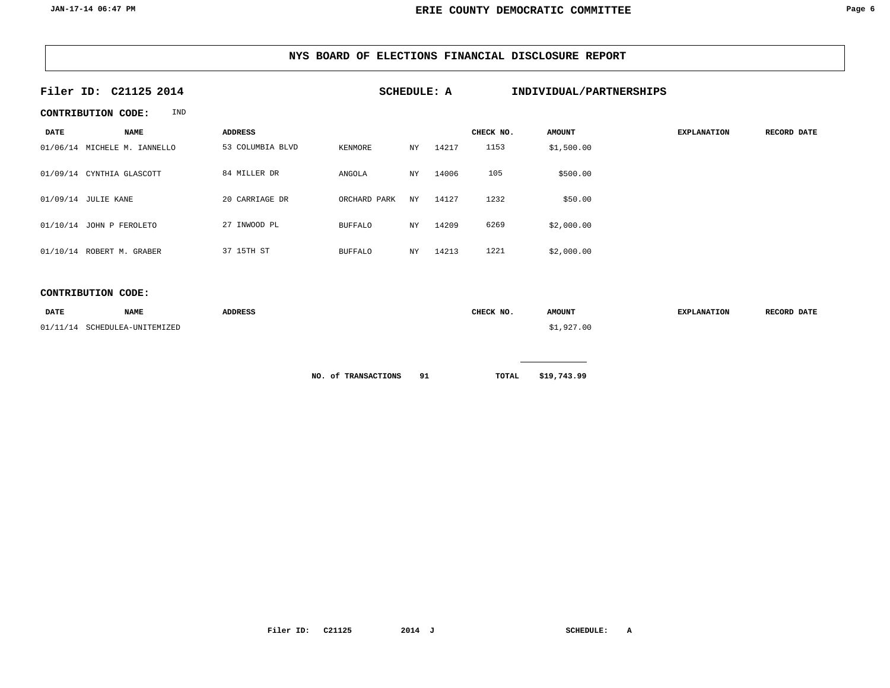## NYS BOARD OF ELECTIONS FINANCIAL DISCLOSURE REPORT

**Filer ID: C21125 2014** **SCHEDULE: A** **INDIVIDUAL/PARTNERSHIPS**

**CONTRIBUTION CODE:** IND

| DATE | NAME | ADDRESS | | | | CHECK NO. | AMOUNT | EXPLANATION | RECORD DATE |
|---|---|---|---|---|---|---|---|---|---|
| 01/06/14 | MICHELE M. IANNELLO | 53 COLUMBIA BLVD | KENMORE | NY | 14217 | 1153 | $1,500.00 | | |
| 01/09/14 | CYNTHIA GLASCOTT | 84 MILLER DR | ANGOLA | NY | 14006 | 105 | $500.00 | | |
| 01/09/14 | JULIE KANE | 20 CARRIAGE DR | ORCHARD PARK | NY | 14127 | 1232 | $50.00 | | |
| 01/10/14 | JOHN P FEROLETO | 27 INWOOD PL | BUFFALO | NY | 14209 | 6269 | $2,000.00 | | |
| 01/10/14 | ROBERT M. GRABER | 37 15TH ST | BUFFALO | NY | 14213 | 1221 | $2,000.00 | | |

**CONTRIBUTION CODE:**

| DATE | NAME | ADDRESS | CHECK NO. | AMOUNT | EXPLANATION | RECORD DATE |
|---|---|---|---|---|---|---|
| 01/11/14 | SCHEDULEA-UNITEMIZED | | | $1,927.00 | | |

**NO. of TRANSACTIONS** **91** **TOTAL** **$19,743.99**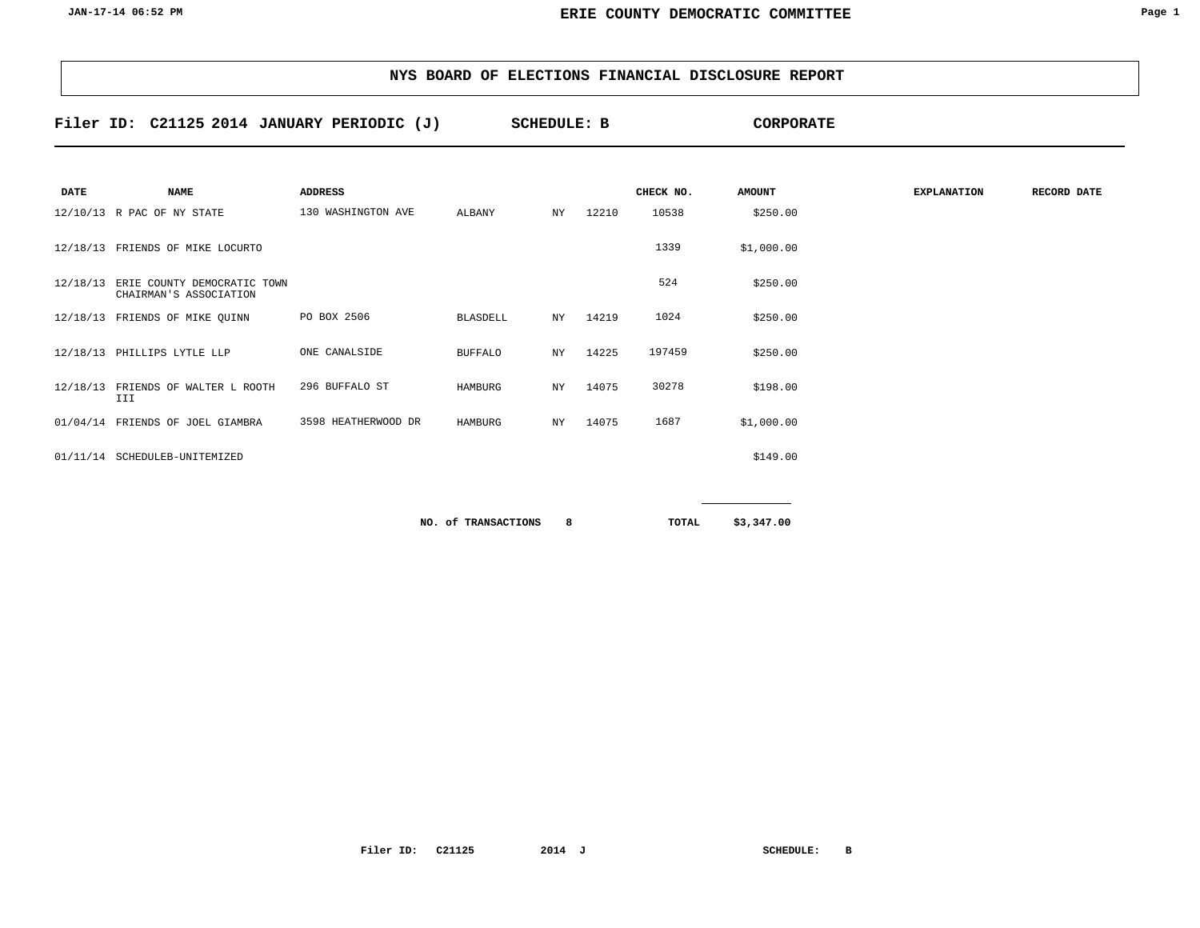# NYS BOARD OF ELECTIONS FINANCIAL DISCLOSURE REPORT

**Filer ID: C21125 2014 JANUARY PERIODIC (J)   SCHEDULE: B   CORPORATE**

| DATE | NAME | ADDRESS | | | | CHECK NO. | AMOUNT | EXPLANATION | RECORD DATE |
|---|---|---|---|---|---|---|---|---|---|
| 12/10/13 | R PAC OF NY STATE | 130 WASHINGTON AVE | ALBANY | NY | 12210 | 10538 | $250.00 | | |
| 12/18/13 | FRIENDS OF MIKE LOCURTO | | | | | 1339 | $1,000.00 | | |
| 12/18/13 | ERIE COUNTY DEMOCRATIC TOWN CHAIRMAN'S ASSOCIATION | | | | | 524 | $250.00 | | |
| 12/18/13 | FRIENDS OF MIKE QUINN | PO BOX 2506 | BLASDELL | NY | 14219 | 1024 | $250.00 | | |
| 12/18/13 | PHILLIPS LYTLE LLP | ONE CANALSIDE | BUFFALO | NY | 14225 | 197459 | $250.00 | | |
| 12/18/13 | FRIENDS OF WALTER L ROOTH III | 296 BUFFALO ST | HAMBURG | NY | 14075 | 30278 | $198.00 | | |
| 01/04/14 | FRIENDS OF JOEL GIAMBRA | 3598 HEATHERWOOD DR | HAMBURG | NY | 14075 | 1687 | $1,000.00 | | |
| 01/11/14 | SCHEDULEB-UNITEMIZED | | | | | | $149.00 | | |

**NO. of TRANSACTIONS 8   TOTAL $3,347.00**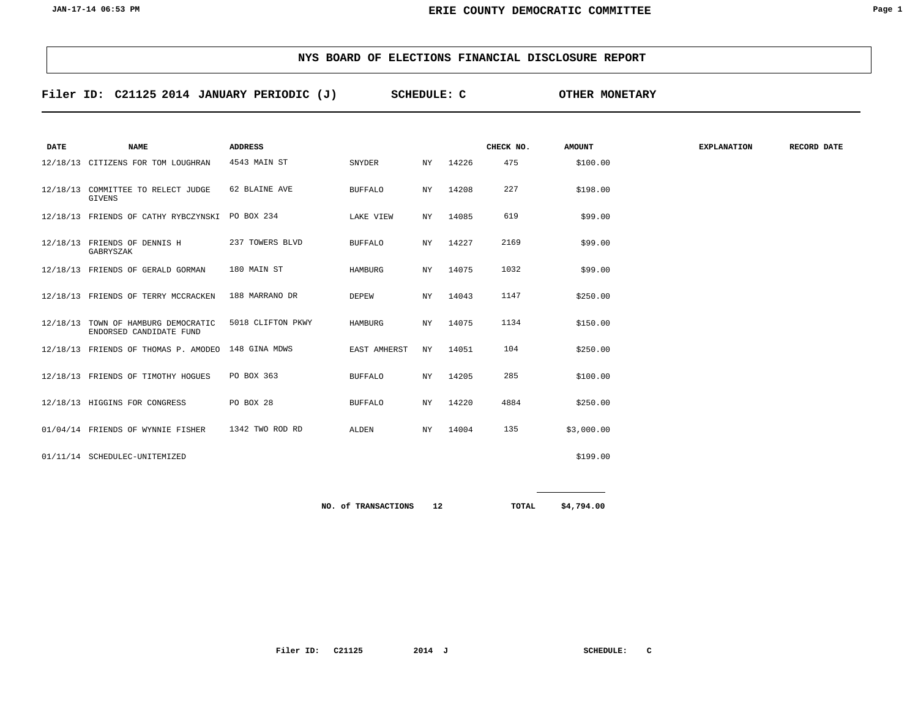## NYS BOARD OF ELECTIONS FINANCIAL DISCLOSURE REPORT

**Filer ID: C21125 2014 JANUARY PERIODIC (J) SCHEDULE: C OTHER MONETARY**

| DATE | NAME | ADDRESS | | | | CHECK NO. | AMOUNT | EXPLANATION | RECORD DATE |
|---|---|---|---|---|---|---|---|---|---|
| 12/18/13 | CITIZENS FOR TOM LOUGHRAN | 4543 MAIN ST | SNYDER | NY | 14226 | 475 | $100.00 | | |
| 12/18/13 | COMMITTEE TO RELECT JUDGE GIVENS | 62 BLAINE AVE | BUFFALO | NY | 14208 | 227 | $198.00 | | |
| 12/18/13 | FRIENDS OF CATHY RYBCZYNSKI | PO BOX 234 | LAKE VIEW | NY | 14085 | 619 | $99.00 | | |
| 12/18/13 | FRIENDS OF DENNIS H GABRYSZAK | 237 TOWERS BLVD | BUFFALO | NY | 14227 | 2169 | $99.00 | | |
| 12/18/13 | FRIENDS OF GERALD GORMAN | 180 MAIN ST | HAMBURG | NY | 14075 | 1032 | $99.00 | | |
| 12/18/13 | FRIENDS OF TERRY MCCRACKEN | 188 MARRANO DR | DEPEW | NY | 14043 | 1147 | $250.00 | | |
| 12/18/13 | TOWN OF HAMBURG DEMOCRATIC ENDORSED CANDIDATE FUND | 5018 CLIFTON PKWY | HAMBURG | NY | 14075 | 1134 | $150.00 | | |
| 12/18/13 | FRIENDS OF THOMAS P. AMODEO | 148 GINA MDWS | EAST AMHERST | NY | 14051 | 104 | $250.00 | | |
| 12/18/13 | FRIENDS OF TIMOTHY HOGUES | PO BOX 363 | BUFFALO | NY | 14205 | 285 | $100.00 | | |
| 12/18/13 | HIGGINS FOR CONGRESS | PO BOX 28 | BUFFALO | NY | 14220 | 4884 | $250.00 | | |
| 01/04/14 | FRIENDS OF WYNNIE FISHER | 1342 TWO ROD RD | ALDEN | NY | 14004 | 135 | $3,000.00 | | |
| 01/11/14 | SCHEDULEC-UNITEMIZED | | | | | | $199.00 | | |

**NO. of TRANSACTIONS 12 TOTAL $4,794.00**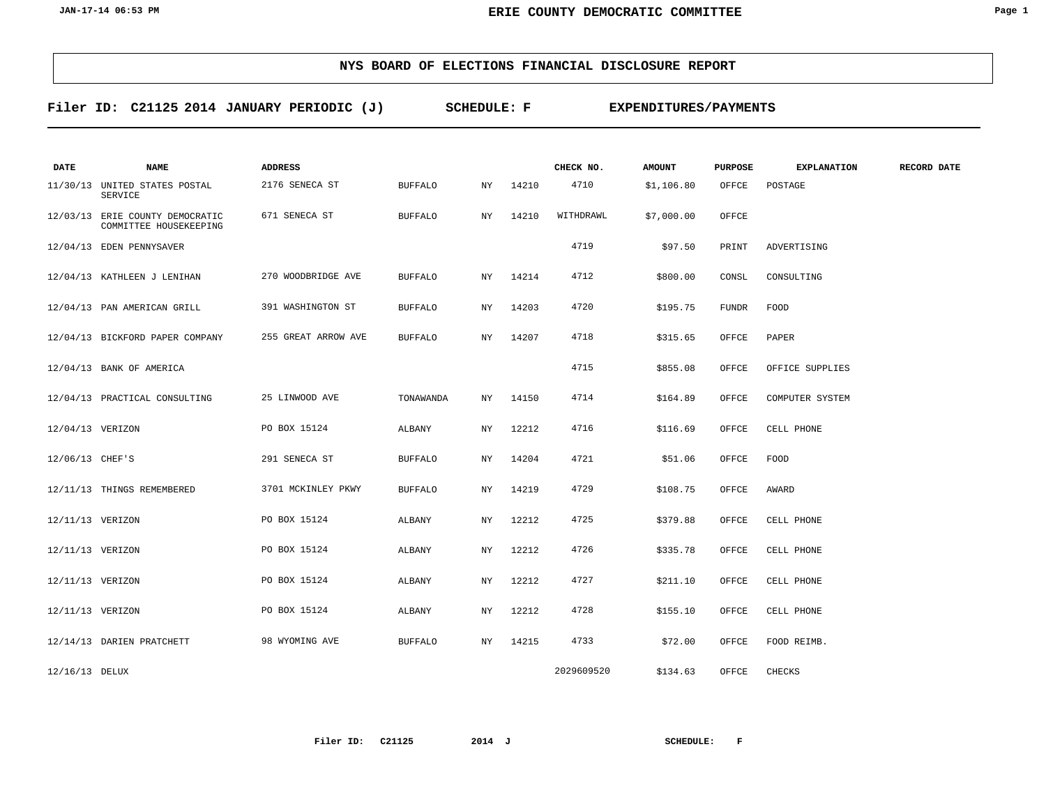## NYS BOARD OF ELECTIONS FINANCIAL DISCLOSURE REPORT

**Filer ID: C21125 2014 JANUARY PERIODIC (J) SCHEDULE: F EXPENDITURES/PAYMENTS**

| DATE | NAME | ADDRESS | | | | CHECK NO. | AMOUNT | PURPOSE | EXPLANATION | RECORD DATE |
|---|---|---|---|---|---|---|---|---|---|---|
| 11/30/13 | UNITED STATES POSTAL SERVICE | 2176 SENECA ST | BUFFALO | NY | 14210 | 4710 | $1,106.80 | OFFCE | POSTAGE | |
| 12/03/13 | ERIE COUNTY DEMOCRATIC COMMITTEE HOUSEKEEPING | 671 SENECA ST | BUFFALO | NY | 14210 | WITHDRAWL | $7,000.00 | OFFCE | | |
| 12/04/13 | EDEN PENNYSAVER | | | | | 4719 | $97.50 | PRINT | ADVERTISING | |
| 12/04/13 | KATHLEEN J LENIHAN | 270 WOODBRIDGE AVE | BUFFALO | NY | 14214 | 4712 | $800.00 | CONSL | CONSULTING | |
| 12/04/13 | PAN AMERICAN GRILL | 391 WASHINGTON ST | BUFFALO | NY | 14203 | 4720 | $195.75 | FUNDR | FOOD | |
| 12/04/13 | BICKFORD PAPER COMPANY | 255 GREAT ARROW AVE | BUFFALO | NY | 14207 | 4718 | $315.65 | OFFCE | PAPER | |
| 12/04/13 | BANK OF AMERICA | | | | | 4715 | $855.08 | OFFCE | OFFICE SUPPLIES | |
| 12/04/13 | PRACTICAL CONSULTING | 25 LINWOOD AVE | TONAWANDA | NY | 14150 | 4714 | $164.89 | OFFCE | COMPUTER SYSTEM | |
| 12/04/13 | VERIZON | PO BOX 15124 | ALBANY | NY | 12212 | 4716 | $116.69 | OFFCE | CELL PHONE | |
| 12/06/13 | CHEF'S | 291 SENECA ST | BUFFALO | NY | 14204 | 4721 | $51.06 | OFFCE | FOOD | |
| 12/11/13 | THINGS REMEMBERED | 3701 MCKINLEY PKWY | BUFFALO | NY | 14219 | 4729 | $108.75 | OFFCE | AWARD | |
| 12/11/13 | VERIZON | PO BOX 15124 | ALBANY | NY | 12212 | 4725 | $379.88 | OFFCE | CELL PHONE | |
| 12/11/13 | VERIZON | PO BOX 15124 | ALBANY | NY | 12212 | 4726 | $335.78 | OFFCE | CELL PHONE | |
| 12/11/13 | VERIZON | PO BOX 15124 | ALBANY | NY | 12212 | 4727 | $211.10 | OFFCE | CELL PHONE | |
| 12/11/13 | VERIZON | PO BOX 15124 | ALBANY | NY | 12212 | 4728 | $155.10 | OFFCE | CELL PHONE | |
| 12/14/13 | DARIEN PRATCHETT | 98 WYOMING AVE | BUFFALO | NY | 14215 | 4733 | $72.00 | OFFCE | FOOD REIMB. | |
| 12/16/13 | DELUX | | | | | 2029609520 | $134.63 | OFFCE | CHECKS | |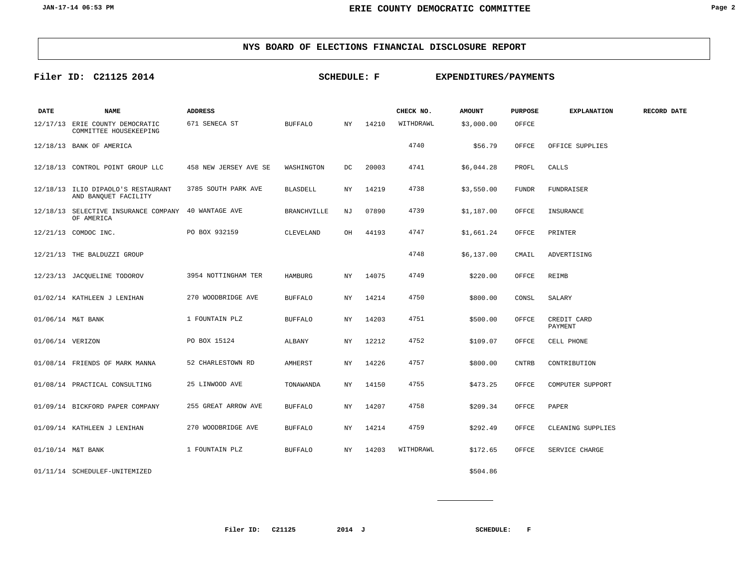## NYS BOARD OF ELECTIONS FINANCIAL DISCLOSURE REPORT

**Filer ID: C21125 2014** **SCHEDULE: F** **EXPENDITURES/PAYMENTS**

| DATE | NAME | ADDRESS | | | | CHECK NO. | AMOUNT | PURPOSE | EXPLANATION | RECORD DATE |
|---|---|---|---|---|---|---|---|---|---|---|
| 12/17/13 | ERIE COUNTY DEMOCRATIC COMMITTEE HOUSEKEEPING | 671 SENECA ST | BUFFALO | NY | 14210 | WITHDRAWL | $3,000.00 | OFFCE | | |
| 12/18/13 | BANK OF AMERICA | | | | | 4740 | $56.79 | OFFCE | OFFICE SUPPLIES | |
| 12/18/13 | CONTROL POINT GROUP LLC | 458 NEW JERSEY AVE SE | WASHINGTON | DC | 20003 | 4741 | $6,044.28 | PROFL | CALLS | |
| 12/18/13 | ILIO DIPAOLO'S RESTAURANT AND BANQUET FACILITY | 3785 SOUTH PARK AVE | BLASDELL | NY | 14219 | 4738 | $3,550.00 | FUNDR | FUNDRAISER | |
| 12/18/13 | SELECTIVE INSURANCE COMPANY OF AMERICA | 40 WANTAGE AVE | BRANCHVILLE | NJ | 07890 | 4739 | $1,187.00 | OFFCE | INSURANCE | |
| 12/21/13 | COMDOC INC. | PO BOX 932159 | CLEVELAND | OH | 44193 | 4747 | $1,661.24 | OFFCE | PRINTER | |
| 12/21/13 | THE BALDUZZI GROUP | | | | | 4748 | $6,137.00 | CMAIL | ADVERTISING | |
| 12/23/13 | JACQUELINE TODOROV | 3954 NOTTINGHAM TER | HAMBURG | NY | 14075 | 4749 | $220.00 | OFFCE | REIMB | |
| 01/02/14 | KATHLEEN J LENIHAN | 270 WOODBRIDGE AVE | BUFFALO | NY | 14214 | 4750 | $800.00 | CONSL | SALARY | |
| 01/06/14 | M&T BANK | 1 FOUNTAIN PLZ | BUFFALO | NY | 14203 | 4751 | $500.00 | OFFCE | CREDIT CARD PAYMENT | |
| 01/06/14 | VERIZON | PO BOX 15124 | ALBANY | NY | 12212 | 4752 | $109.07 | OFFCE | CELL PHONE | |
| 01/08/14 | FRIENDS OF MARK MANNA | 52 CHARLESTOWN RD | AMHERST | NY | 14226 | 4757 | $800.00 | CNTRB | CONTRIBUTION | |
| 01/08/14 | PRACTICAL CONSULTING | 25 LINWOOD AVE | TONAWANDA | NY | 14150 | 4755 | $473.25 | OFFCE | COMPUTER SUPPORT | |
| 01/09/14 | BICKFORD PAPER COMPANY | 255 GREAT ARROW AVE | BUFFALO | NY | 14207 | 4758 | $209.34 | OFFCE | PAPER | |
| 01/09/14 | KATHLEEN J LENIHAN | 270 WOODBRIDGE AVE | BUFFALO | NY | 14214 | 4759 | $292.49 | OFFCE | CLEANING SUPPLIES | |
| 01/10/14 | M&T BANK | 1 FOUNTAIN PLZ | BUFFALO | NY | 14203 | WITHDRAWL | $172.65 | OFFCE | SERVICE CHARGE | |
| 01/11/14 | SCHEDULEF-UNITEMIZED | | | | | | $504.86 | | | |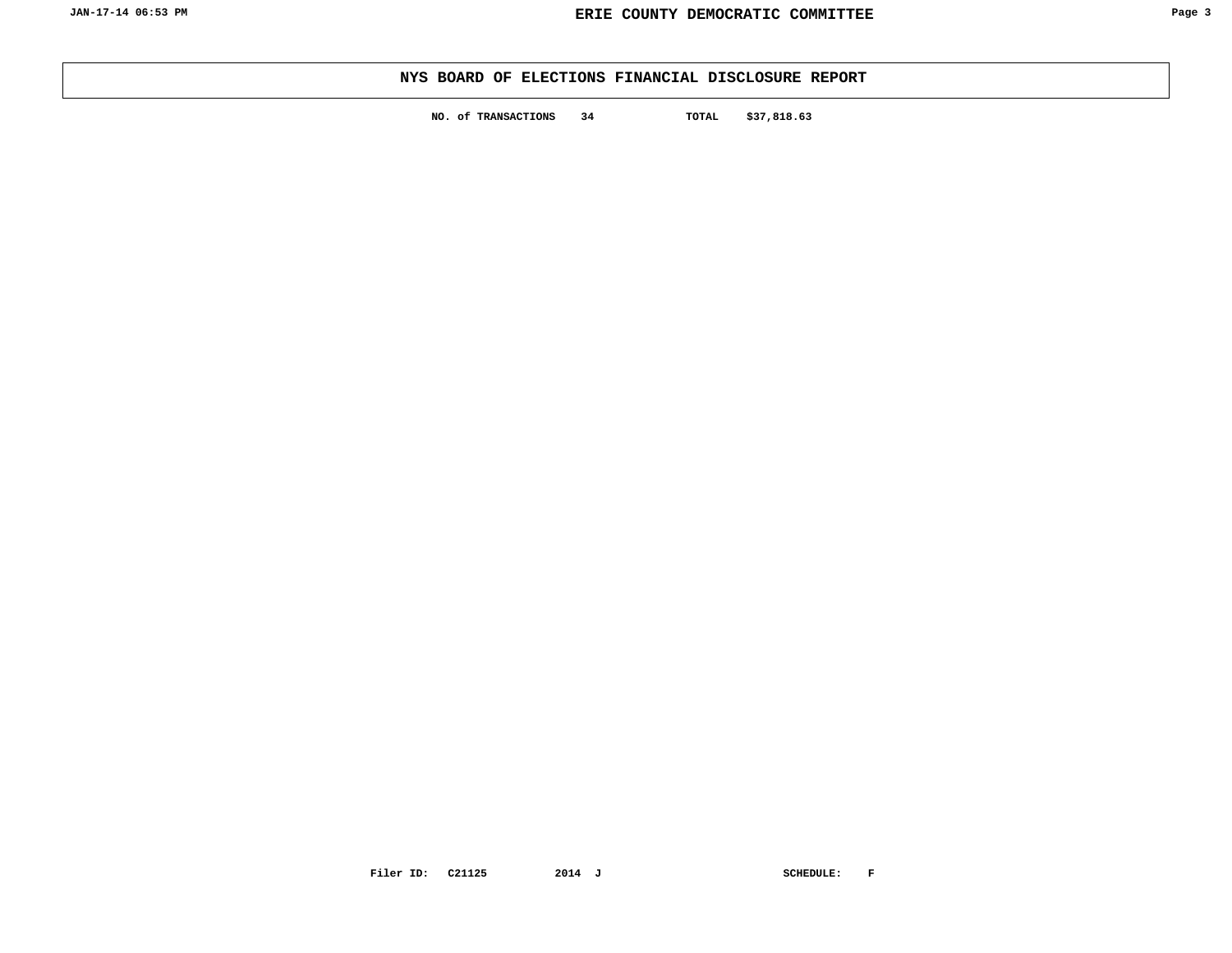# NYS BOARD OF ELECTIONS FINANCIAL DISCLOSURE REPORT

**NO. of TRANSACTIONS** 34 **TOTAL** $37,818.63

**Filer ID:** C21125 **2014 J** **SCHEDULE:** F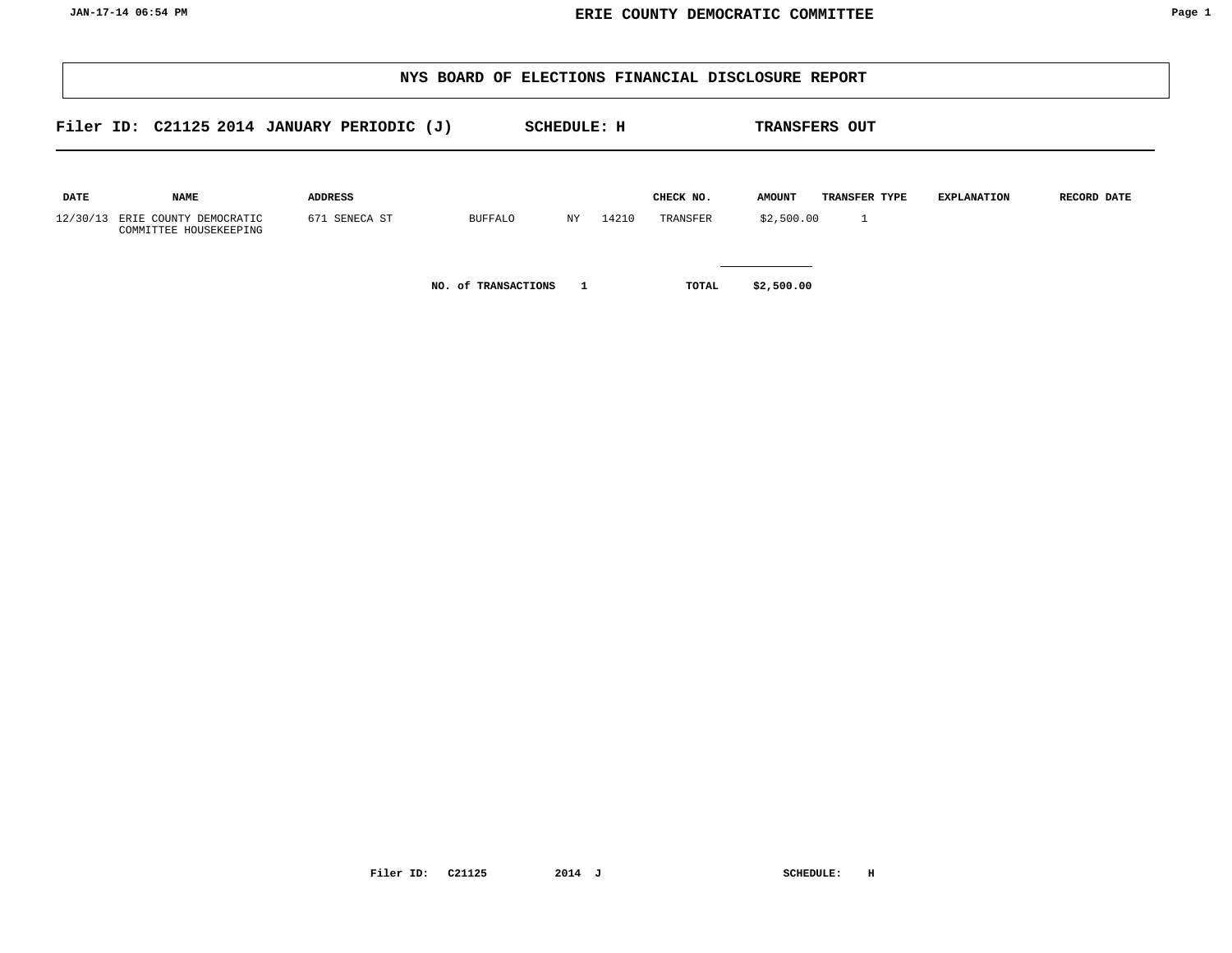# NYS BOARD OF ELECTIONS FINANCIAL DISCLOSURE REPORT

**Filer ID: C21125 2014 JANUARY PERIODIC (J) SCHEDULE: H TRANSFERS OUT**

| DATE | NAME | ADDRESS | | | | CHECK NO. | AMOUNT | TRANSFER TYPE | EXPLANATION | RECORD DATE |
|---|---|---|---|---|---|---|---|---|---|---|
| 12/30/13 | ERIE COUNTY DEMOCRATIC COMMITTEE HOUSEKEEPING | 671 SENECA ST | BUFFALO | NY | 14210 | TRANSFER | $2,500.00 | 1 | | |

**NO. of TRANSACTIONS 1 TOTAL $2,500.00**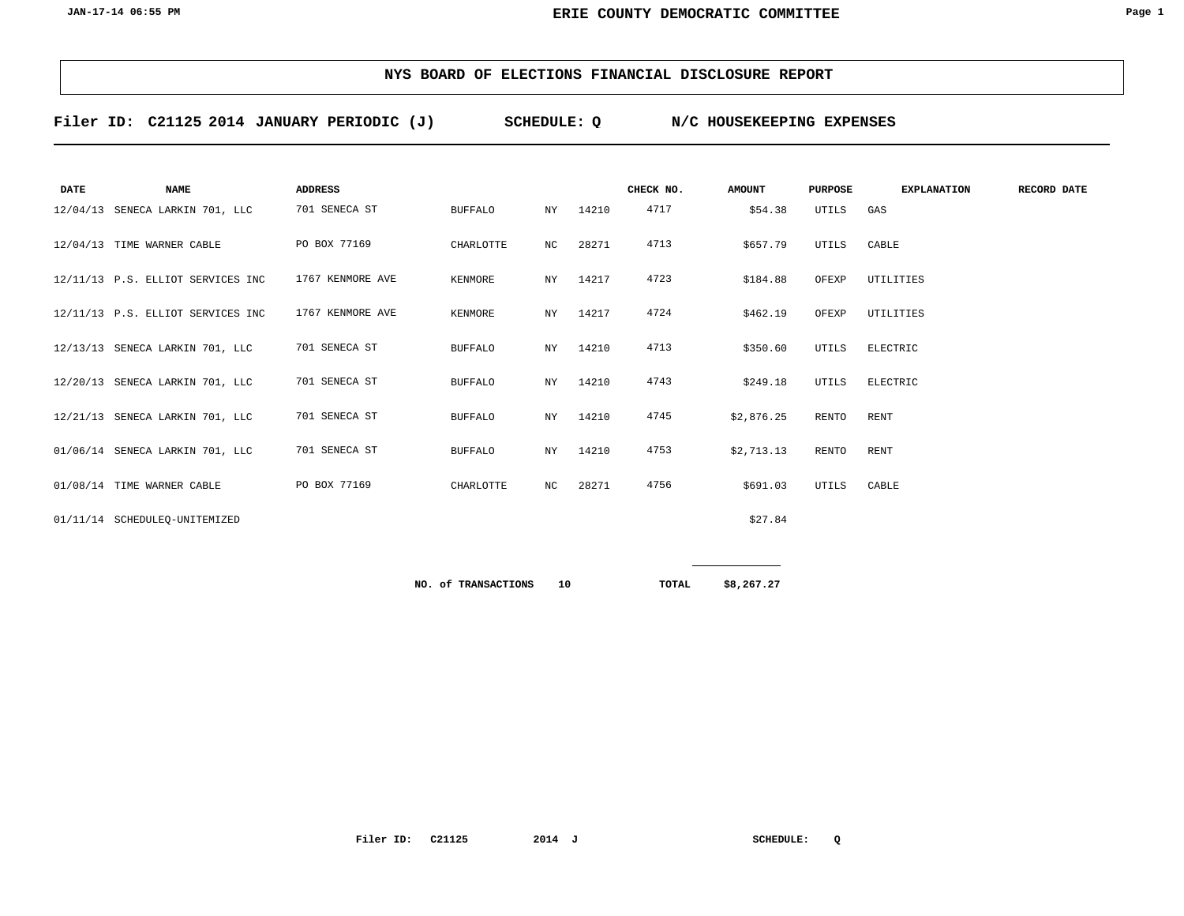# NYS BOARD OF ELECTIONS FINANCIAL DISCLOSURE REPORT

**Filer ID: C21125 2014 JANUARY PERIODIC (J)      SCHEDULE: Q      N/C HOUSEKEEPING EXPENSES**

| DATE | NAME | ADDRESS | | | | CHECK NO. | AMOUNT | PURPOSE | EXPLANATION | RECORD DATE |
|---|---|---|---|---|---|---|---|---|---|---|
| 12/04/13 | SENECA LARKIN 701, LLC | 701 SENECA ST | BUFFALO | NY | 14210 | 4717 | $54.38 | UTILS | GAS | |
| 12/04/13 | TIME WARNER CABLE | PO BOX 77169 | CHARLOTTE | NC | 28271 | 4713 | $657.79 | UTILS | CABLE | |
| 12/11/13 | P.S. ELLIOT SERVICES INC | 1767 KENMORE AVE | KENMORE | NY | 14217 | 4723 | $184.88 | OFEXP | UTILITIES | |
| 12/11/13 | P.S. ELLIOT SERVICES INC | 1767 KENMORE AVE | KENMORE | NY | 14217 | 4724 | $462.19 | OFEXP | UTILITIES | |
| 12/13/13 | SENECA LARKIN 701, LLC | 701 SENECA ST | BUFFALO | NY | 14210 | 4713 | $350.60 | UTILS | ELECTRIC | |
| 12/20/13 | SENECA LARKIN 701, LLC | 701 SENECA ST | BUFFALO | NY | 14210 | 4743 | $249.18 | UTILS | ELECTRIC | |
| 12/21/13 | SENECA LARKIN 701, LLC | 701 SENECA ST | BUFFALO | NY | 14210 | 4745 | $2,876.25 | RENTO | RENT | |
| 01/06/14 | SENECA LARKIN 701, LLC | 701 SENECA ST | BUFFALO | NY | 14210 | 4753 | $2,713.13 | RENTO | RENT | |
| 01/08/14 | TIME WARNER CABLE | PO BOX 77169 | CHARLOTTE | NC | 28271 | 4756 | $691.03 | UTILS | CABLE | |
| 01/11/14 | SCHEDULEQ-UNITEMIZED | | | | | | $27.84 | | | |

**NO. of TRANSACTIONS 10      TOTAL $8,267.27**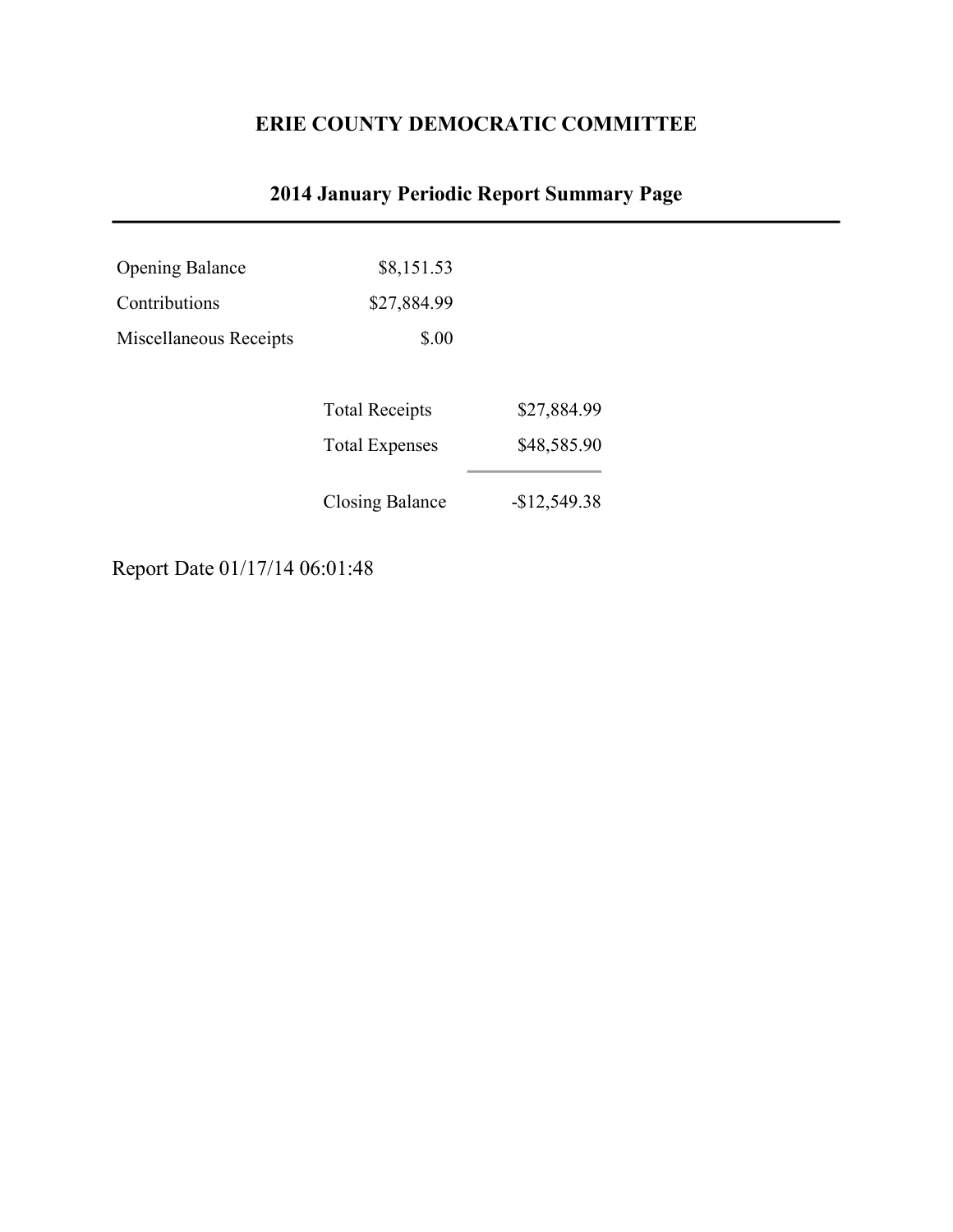# ERIE COUNTY DEMOCRATIC COMMITTEE

## 2014 January Periodic Report Summary Page

| | | | |
|---|---|---|---|
| Opening Balance | $8,151.53 | | |
| Contributions | $27,884.99 | | |
| Miscellaneous Receipts | $.00 | | |
| | | Total Receipts | $27,884.99 |
| | | Total Expenses | $48,585.90 |
| | | Closing Balance | -$12,549.38 |

Report Date 01/17/14 06:01:48